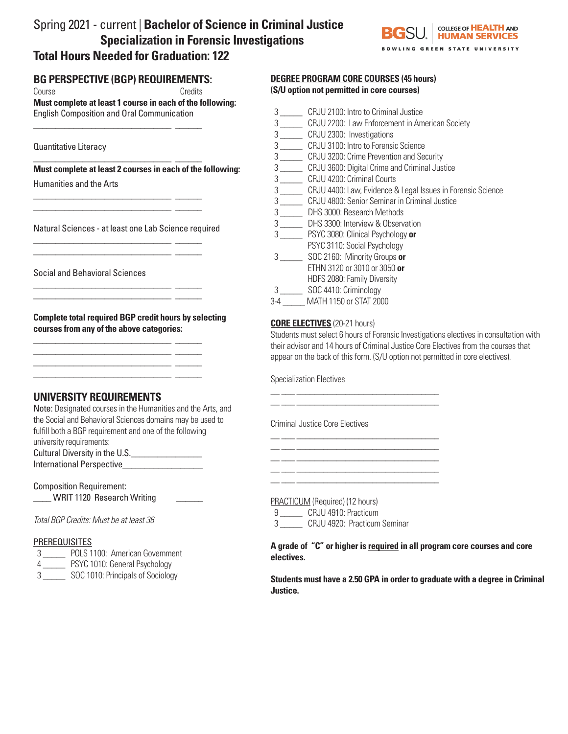# Spring 2021 - current | Bachelor of Science in Criminal Justice Specialization in Forensic Investigations

## Total Hours Needed for Graduation: 122

BGSU COLLEGE OF HEALTH AND HUMAN SERVICES
BOWLING GREEN STATE UNIVERSITY

## BG PERSPECTIVE (BGP) REQUIREMENTS:

Course — Credits

**Must complete at least 1 course in each of the following:**

English Composition and Oral Communication

_______________________________ ______

Quantitative Literacy

_______________________________ ______

**Must complete at least 2 courses in each of the following:**

Humanities and the Arts

_______________________________ ______
_______________________________ ______

Natural Sciences - at least one Lab Science required

_______________________________ ______
_______________________________ ______

Social and Behavioral Sciences

_______________________________ ______
_______________________________ ______

**Complete total required BGP credit hours by selecting courses from any of the above categories:**

_______________________________ ______
_______________________________ ______
_______________________________ ______
_______________________________ ______

## UNIVERSITY REQUIREMENTS

Note: Designated courses in the Humanities and the Arts, and the Social and Behavioral Sciences domains may be used to fulfill both a BGP requirement and one of the following university requirements:

Cultural Diversity in the U.S.________________

International Perspective_________________

Composition Requirement:

____ WRIT 1120 Research Writing ______

*Total BGP Credits: Must be at least 36*

### PREREQUISITES

- 3 _____ POLS 1100: American Government
- 4 _____ PSYC 1010: General Psychology
- 3 _____ SOC 1010: Principals of Sociology

## DEGREE PROGRAM CORE COURSES (45 hours)

**(S/U option not permitted in core courses)**

- 3 _____ CRJU 2100: Intro to Criminal Justice
- 3 _____ CRJU 2200: Law Enforcement in American Society
- 3 _____ CRJU 2300: Investigations
- 3 _____ CRJU 3100: Intro to Forensic Science
- 3 _____ CRJU 3200: Crime Prevention and Security
- 3 _____ CRJU 3600: Digital Crime and Criminal Justice
- 3 _____ CRJU 4200: Criminal Courts
- 3 _____ CRJU 4400: Law, Evidence & Legal Issues in Forensic Science
- 3 _____ CRJU 4800: Senior Seminar in Criminal Justice
- 3 _____ DHS 3000: Research Methods
- 3 _____ DHS 3300: Interview & Observation
- 3 _____ PSYC 3080: Clinical Psychology **or** PSYC 3110: Social Psychology
- 3 _____ SOC 2160: Minority Groups **or** ETHN 3120 or 3010 or 3050 **or** HDFS 2080: Family Diversity
- 3 _____ SOC 4410: Criminology
- 3-4 _____ MATH 1150 or STAT 2000

## CORE ELECTIVES (20-21 hours)

Students must select 6 hours of Forensic Investigations electives in consultation with their advisor and 14 hours of Criminal Justice Core Electives from the courses that appear on the back of this form. (S/U option not permitted in core electives).

Specialization Electives

__ ___ _________________________________
__ ___ _________________________________

Criminal Justice Core Electives

__ ___ _________________________________
__ ___ _________________________________
__ ___ _________________________________
__ ___ _________________________________
__ ___ _________________________________

PRACTICUM (Required) (12 hours)

- 9 _____ CRJU 4910: Practicum
- 3 _____ CRJU 4920: Practicum Seminar

**A grade of "C" or higher is required in all program core courses and core electives.**

**Students must have a 2.50 GPA in order to graduate with a degree in Criminal Justice.**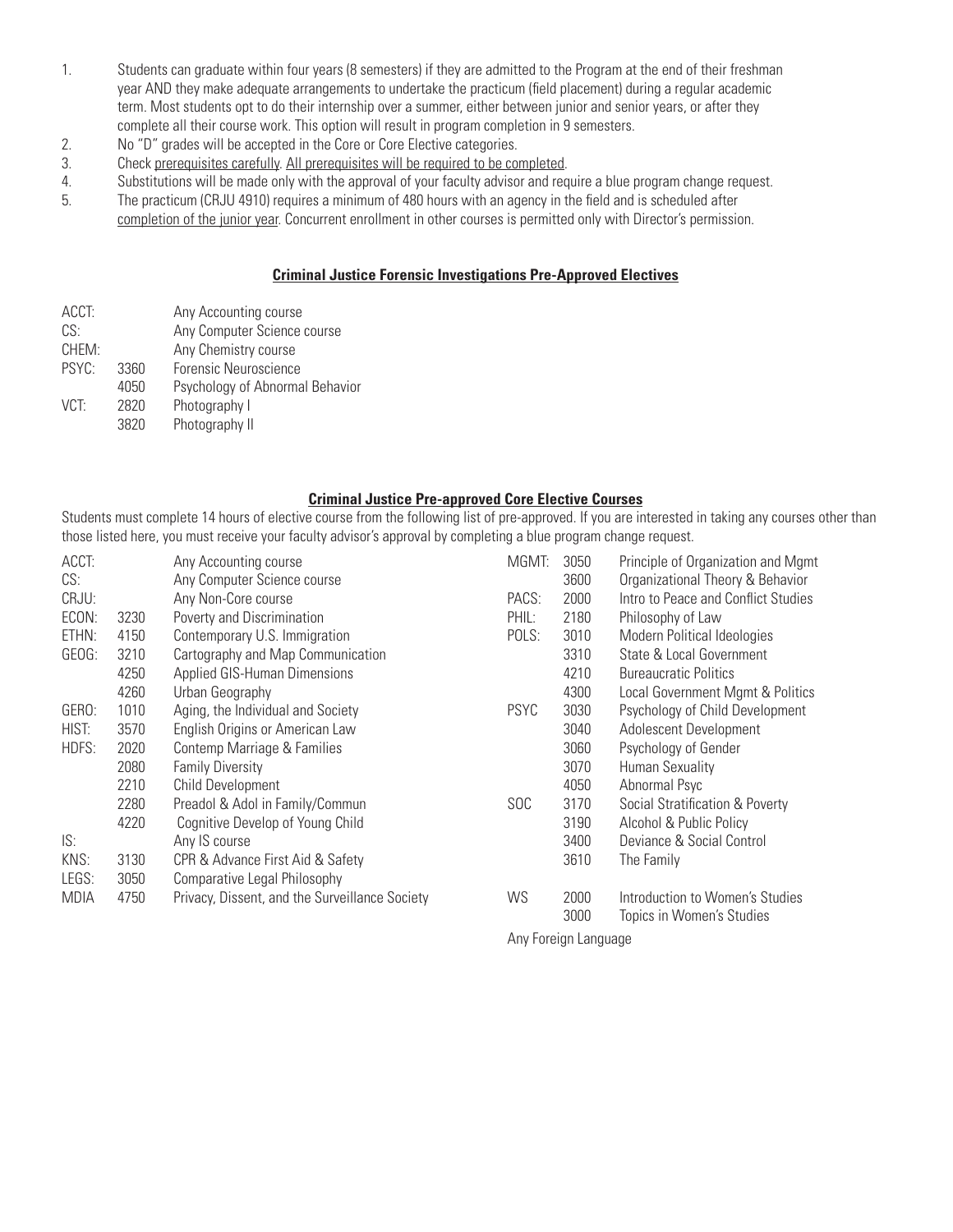1. Students can graduate within four years (8 semesters) if they are admitted to the Program at the end of their freshman year AND they make adequate arrangements to undertake the practicum (field placement) during a regular academic term. Most students opt to do their internship over a summer, either between junior and senior years, or after they complete all their course work. This option will result in program completion in 9 semesters.
2. No "D" grades will be accepted in the Core or Core Elective categories.
3. Check prerequisites carefully. All prerequisites will be required to be completed.
4. Substitutions will be made only with the approval of your faculty advisor and require a blue program change request.
5. The practicum (CRJU 4910) requires a minimum of 480 hours with an agency in the field and is scheduled after completion of the junior year. Concurrent enrollment in other courses is permitted only with Director's permission.

## Criminal Justice Forensic Investigations Pre-Approved Electives

| | | |
|---|---|---|
| ACCT: | | Any Accounting course |
| CS: | | Any Computer Science course |
| CHEM: | | Any Chemistry course |
| PSYC: | 3360 | Forensic Neuroscience |
| | 4050 | Psychology of Abnormal Behavior |
| VCT: | 2820 | Photography I |
| | 3820 | Photography II |

## Criminal Justice Pre-approved Core Elective Courses

Students must complete 14 hours of elective course from the following list of pre-approved. If you are interested in taking any courses other than those listed here, you must receive your faculty advisor's approval by completing a blue program change request.

| | | |
|---|---|---|
| ACCT: | | Any Accounting course |
| CS: | | Any Computer Science course |
| CRJU: | | Any Non-Core course |
| ECON: | 3230 | Poverty and Discrimination |
| ETHN: | 4150 | Contemporary U.S. Immigration |
| GEOG: | 3210 | Cartography and Map Communication |
| | 4250 | Applied GIS-Human Dimensions |
| | 4260 | Urban Geography |
| GERO: | 1010 | Aging, the Individual and Society |
| HIST: | 3570 | English Origins or American Law |
| HDFS: | 2020 | Contemp Marriage & Families |
| | 2080 | Family Diversity |
| | 2210 | Child Development |
| | 2280 | Preadol & Adol in Family/Commun |
| | 4220 | Cognitive Develop of Young Child |
| IS: | | Any IS course |
| KNS: | 3130 | CPR & Advance First Aid & Safety |
| LEGS: | 3050 | Comparative Legal Philosophy |
| MDIA | 4750 | Privacy, Dissent, and the Surveillance Society |
| MGMT: | 3050 | Principle of Organization and Mgmt |
| | 3600 | Organizational Theory & Behavior |
| PACS: | 2000 | Intro to Peace and Conflict Studies |
| PHIL: | 2180 | Philosophy of Law |
| POLS: | 3010 | Modern Political Ideologies |
| | 3310 | State & Local Government |
| | 4210 | Bureaucratic Politics |
| | 4300 | Local Government Mgmt & Politics |
| PSYC | 3030 | Psychology of Child Development |
| | 3040 | Adolescent Development |
| | 3060 | Psychology of Gender |
| | 3070 | Human Sexuality |
| | 4050 | Abnormal Psyc |
| SOC | 3170 | Social Stratification & Poverty |
| | 3190 | Alcohol & Public Policy |
| | 3400 | Deviance & Social Control |
| | 3610 | The Family |
| WS | 2000 | Introduction to Women's Studies |
| | 3000 | Topics in Women's Studies |

Any Foreign Language